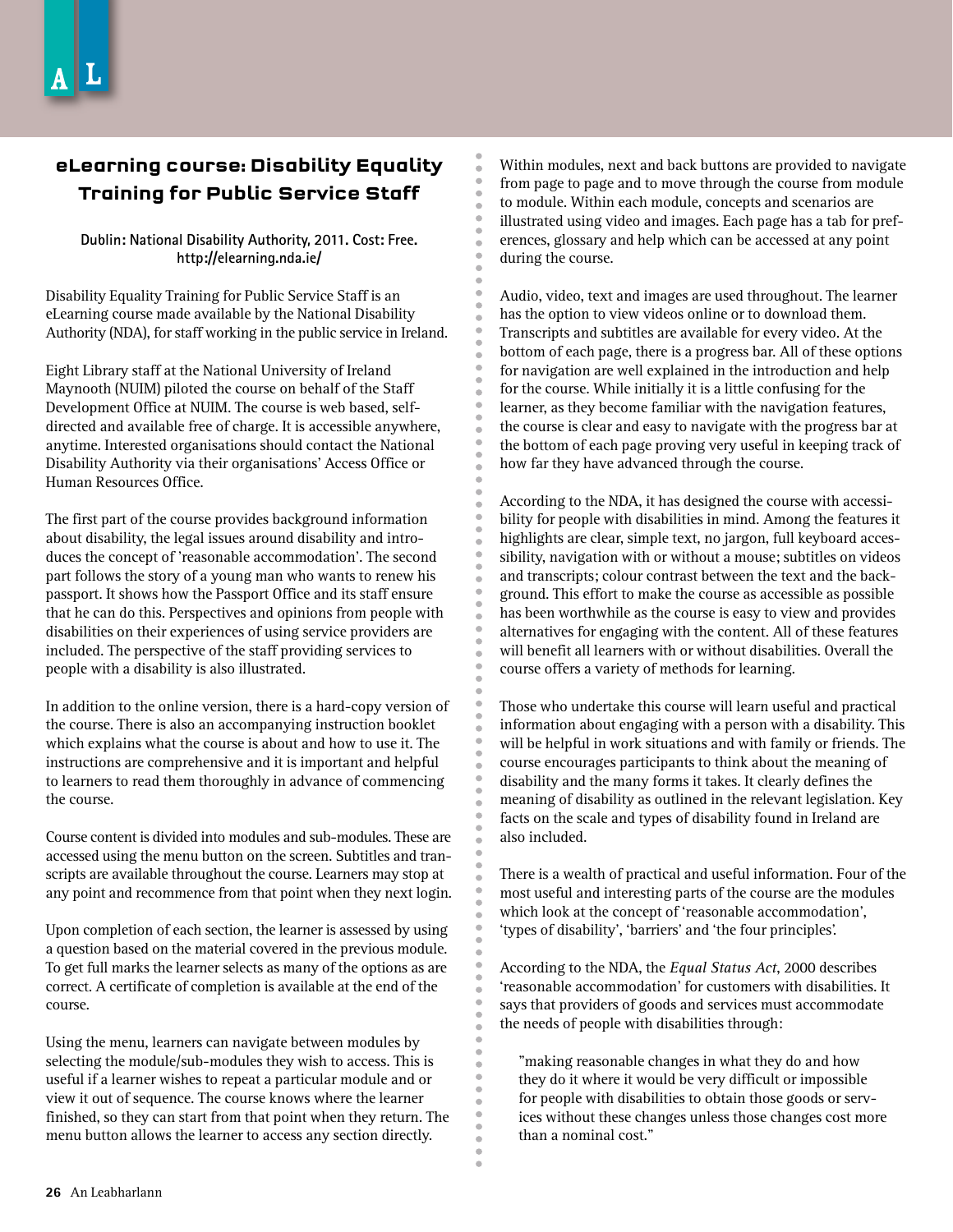## eLearning course: Disability Equality Training for Public Service Staff

**Dublin: National Disability Authority, 2011. Cost: Free. http://elearning.nda.ie/**

Disability Equality Training for Public Service Staff is an eLearning course made available by the National Disability Authority (NDA), for staff working in the public service in Ireland.

Eight Library staff at the National University of Ireland Maynooth (NUIM) piloted the course on behalf of the Staff Development Office at NUIM. The course is web based, self-directed and available free of charge. It is accessible anywhere, anytime. Interested organisations should contact the National Disability Authority via their organisations' Access Office or Human Resources Office.

The first part of the course provides background information about disability, the legal issues around disability and introduces the concept of 'reasonable accommodation'. The second part follows the story of a young man who wants to renew his passport. It shows how the Passport Office and its staff ensure that he can do this. Perspectives and opinions from people with disabilities on their experiences of using service providers are included. The perspective of the staff providing services to people with a disability is also illustrated.

In addition to the online version, there is a hard-copy version of the course. There is also an accompanying instruction booklet which explains what the course is about and how to use it. The instructions are comprehensive and it is important and helpful to learners to read them thoroughly in advance of commencing the course.

Course content is divided into modules and sub-modules. These are accessed using the menu button on the screen. Subtitles and transcripts are available throughout the course. Learners may stop at any point and recommence from that point when they next login.

Upon completion of each section, the learner is assessed by using a question based on the material covered in the previous module. To get full marks the learner selects as many of the options as are correct. A certificate of completion is available at the end of the course.

Using the menu, learners can navigate between modules by selecting the module/sub-modules they wish to access. This is useful if a learner wishes to repeat a particular module and or view it out of sequence. The course knows where the learner finished, so they can start from that point when they return. The menu button allows the learner to access any section directly.

Within modules, next and back buttons are provided to navigate from page to page and to move through the course from module to module. Within each module, concepts and scenarios are illustrated using video and images. Each page has a tab for preferences, glossary and help which can be accessed at any point during the course.

Audio, video, text and images are used throughout. The learner has the option to view videos online or to download them. Transcripts and subtitles are available for every video. At the bottom of each page, there is a progress bar. All of these options for navigation are well explained in the introduction and help for the course. While initially it is a little confusing for the learner, as they become familiar with the navigation features, the course is clear and easy to navigate with the progress bar at the bottom of each page proving very useful in keeping track of how far they have advanced through the course.

According to the NDA, it has designed the course with accessibility for people with disabilities in mind. Among the features it highlights are clear, simple text, no jargon, full keyboard accessibility, navigation with or without a mouse; subtitles on videos and transcripts; colour contrast between the text and the background. This effort to make the course as accessible as possible has been worthwhile as the course is easy to view and provides alternatives for engaging with the content. All of these features will benefit all learners with or without disabilities. Overall the course offers a variety of methods for learning.

Those who undertake this course will learn useful and practical information about engaging with a person with a disability. This will be helpful in work situations and with family or friends. The course encourages participants to think about the meaning of disability and the many forms it takes. It clearly defines the meaning of disability as outlined in the relevant legislation. Key facts on the scale and types of disability found in Ireland are also included.

There is a wealth of practical and useful information. Four of the most useful and interesting parts of the course are the modules which look at the concept of 'reasonable accommodation', 'types of disability', 'barriers' and 'the four principles'.

According to the NDA, the *Equal Status Act*, 2000 describes 'reasonable accommodation' for customers with disabilities. It says that providers of goods and services must accommodate the needs of people with disabilities through:

> "making reasonable changes in what they do and how they do it where it would be very difficult or impossible for people with disabilities to obtain those goods or services without these changes unless those changes cost more than a nominal cost."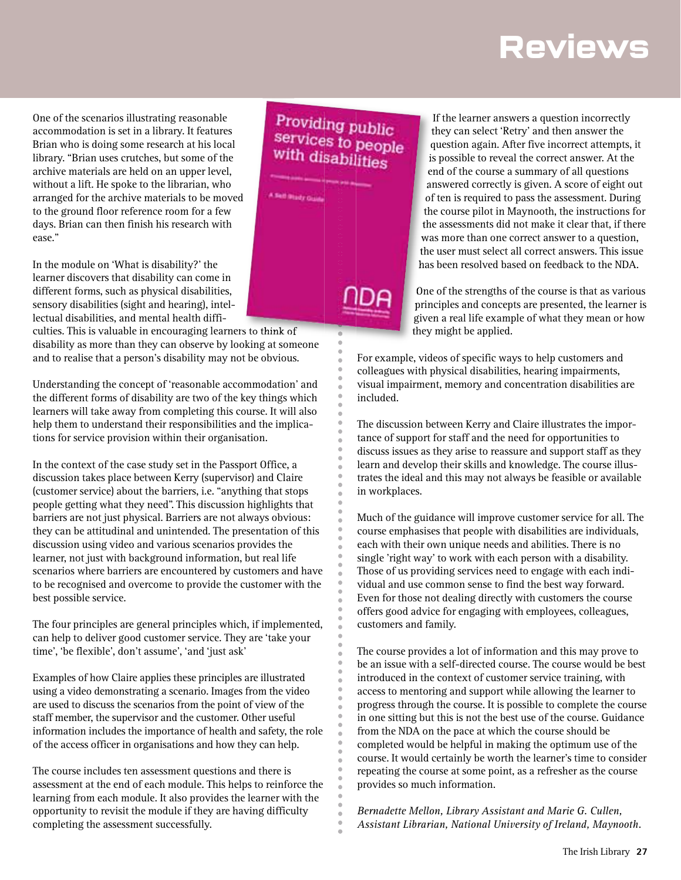One of the scenarios illustrating reasonable accommodation is set in a library. It features Brian who is doing some research at his local library. "Brian uses crutches, but some of the archive materials are held on an upper level, without a lift. He spoke to the librarian, who arranged for the archive materials to be moved to the ground floor reference room for a few days. Brian can then finish his research with ease."

In the module on 'What is disability?' the learner discovers that disability can come in different forms, such as physical disabilities, sensory disabilities (sight and hearing), intellectual disabilities, and mental health difficulties. This is valuable in encouraging learners to think of disability as more than they can observe by looking at someone and to realise that a person's disability may not be obvious.

Understanding the concept of 'reasonable accommodation' and the different forms of disability are two of the key things which learners will take away from completing this course. It will also help them to understand their responsibilities and the implications for service provision within their organisation.

In the context of the case study set in the Passport Office, a discussion takes place between Kerry (supervisor) and Claire (customer service) about the barriers, i.e. "anything that stops people getting what they need". This discussion highlights that barriers are not just physical. Barriers are not always obvious: they can be attitudinal and unintended. The presentation of this discussion using video and various scenarios provides the learner, not just with background information, but real life scenarios where barriers are encountered by customers and have to be recognised and overcome to provide the customer with the best possible service.

The four principles are general principles which, if implemented, can help to deliver good customer service. They are 'take your time', 'be flexible', don't assume', 'and 'just ask'

Examples of how Claire applies these principles are illustrated using a video demonstrating a scenario. Images from the video are used to discuss the scenarios from the point of view of the staff member, the supervisor and the customer. Other useful information includes the importance of health and safety, the role of the access officer in organisations and how they can help.

The course includes ten assessment questions and there is assessment at the end of each module. This helps to reinforce the learning from each module. It also provides the learner with the opportunity to revisit the module if they are having difficulty completing the assessment successfully.

If the learner answers a question incorrectly they can select 'Retry' and then answer the question again. After five incorrect attempts, it is possible to reveal the correct answer. At the end of the course a summary of all questions answered correctly is given. A score of eight out of ten is required to pass the assessment. During the course pilot in Maynooth, the instructions for the assessments did not make it clear that, if there was more than one correct answer to a question, the user must select all correct answers. This issue has been resolved based on feedback to the NDA.

One of the strengths of the course is that as various principles and concepts are presented, the learner is given a real life example of what they mean or how they might be applied.

For example, videos of specific ways to help customers and colleagues with physical disabilities, hearing impairments, visual impairment, memory and concentration disabilities are included.

The discussion between Kerry and Claire illustrates the importance of support for staff and the need for opportunities to discuss issues as they arise to reassure and support staff as they learn and develop their skills and knowledge. The course illustrates the ideal and this may not always be feasible or available in workplaces.

Much of the guidance will improve customer service for all. The course emphasises that people with disabilities are individuals, each with their own unique needs and abilities. There is no single 'right way' to work with each person with a disability. Those of us providing services need to engage with each individual and use common sense to find the best way forward. Even for those not dealing directly with customers the course offers good advice for engaging with employees, colleagues, customers and family.

The course provides a lot of information and this may prove to be an issue with a self-directed course. The course would be best introduced in the context of customer service training, with access to mentoring and support while allowing the learner to progress through the course. It is possible to complete the course in one sitting but this is not the best use of the course. Guidance from the NDA on the pace at which the course should be completed would be helpful in making the optimum use of the course. It would certainly be worth the learner's time to consider repeating the course at some point, as a refresher as the course provides so much information.

*Bernadette Mellon, Library Assistant and Marie G. Cullen, Assistant Librarian, National University of Ireland, Maynooth.*